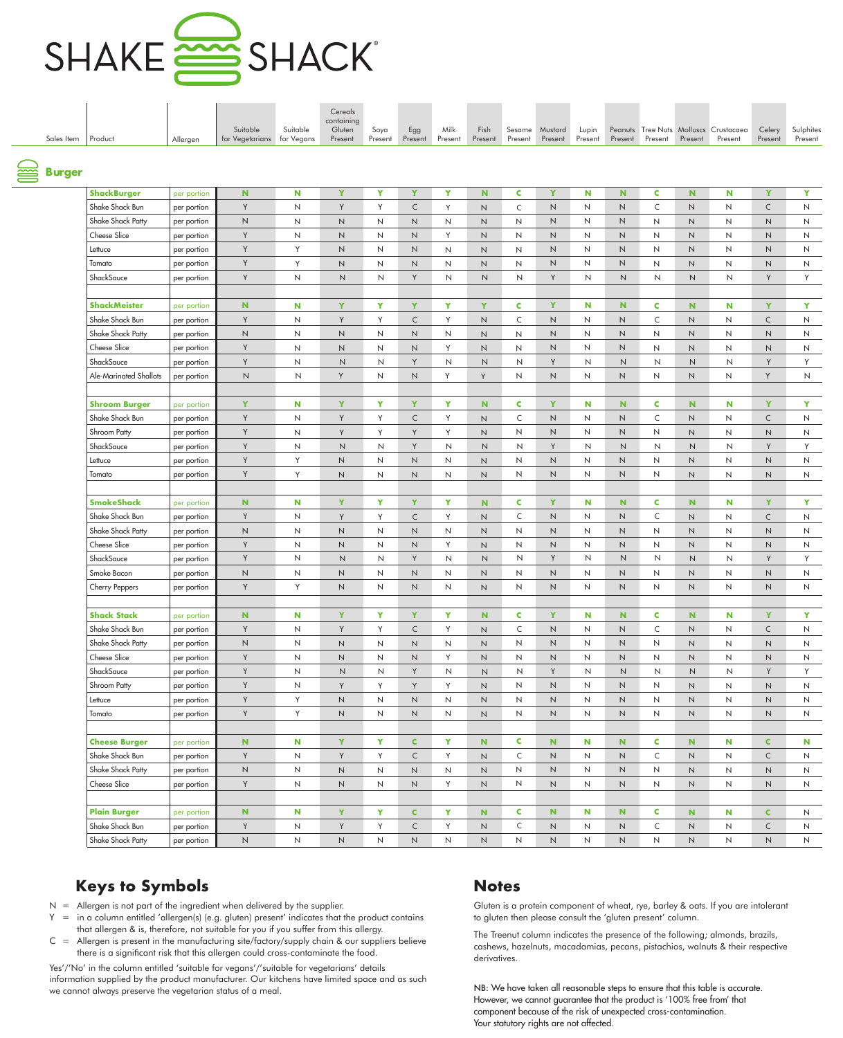# SHAKE SHACK

## Burger

| Sales Item | Product | Allergen | Suitable for Vegetarians | Suitable for Vegans | Cereals containing Gluten Present | Soya Present | Egg Present | Milk Present | Fish Present | Sesame Present | Mustard Present | Lupin Present | Peanuts Present | Tree Nuts Present | Molluscs Present | Crustacaea Present | Celery Present | Sulphites Present |
|---|---|---|---|---|---|---|---|---|---|---|---|---|---|---|---|---|---|---|
| | **ShackBurger** | per portion | **N** | **N** | **Y** | **Y** | **Y** | **Y** | **N** | **C** | **Y** | **N** | **N** | **C** | **N** | **N** | **Y** | **Y** |
| | Shake Shack Bun | per portion | Y | N | Y | Y | C | Y | N | C | N | N | N | C | N | N | C | N |
| | Shake Shack Patty | per portion | N | N | N | N | N | N | N | N | N | N | N | N | N | N | N | N |
| | Cheese Slice | per portion | Y | N | N | N | N | Y | N | N | N | N | N | N | N | N | N | N |
| | Lettuce | per portion | Y | Y | N | N | N | N | N | N | N | N | N | N | N | N | N | N |
| | Tomato | per portion | Y | Y | N | N | N | N | N | N | N | N | N | N | N | N | N | N |
| | ShackSauce | per portion | Y | N | N | N | Y | N | N | N | Y | N | N | N | N | N | Y | Y |
| | | | | | | | | | | | | | | | | | | |
| | **ShackMeister** | per portion | **N** | **N** | **Y** | **Y** | **Y** | **Y** | **Y** | **C** | **Y** | **N** | **N** | **C** | **N** | **N** | **Y** | **Y** |
| | Shake Shack Bun | per portion | Y | N | Y | Y | C | Y | N | C | N | N | N | C | N | N | C | N |
| | Shake Shack Patty | per portion | N | N | N | N | N | N | N | N | N | N | N | N | N | N | N | N |
| | Cheese Slice | per portion | Y | N | N | N | N | Y | N | N | N | N | N | N | N | N | N | N |
| | ShackSauce | per portion | Y | N | N | N | Y | N | N | N | Y | N | N | N | N | N | Y | Y |
| | Ale-Marinated Shallots | per portion | N | N | Y | N | N | Y | Y | N | N | N | N | N | N | N | Y | N |
| | | | | | | | | | | | | | | | | | | |
| | **Shroom Burger** | per portion | **Y** | **N** | **Y** | **Y** | **Y** | **Y** | **N** | **C** | **Y** | **N** | **N** | **C** | **N** | **N** | **Y** | **Y** |
| | Shake Shack Bun | per portion | Y | N | Y | Y | C | Y | N | C | N | N | N | C | N | N | C | N |
| | Shroom Patty | per portion | Y | N | Y | Y | Y | Y | N | N | N | N | N | N | N | N | N | N |
| | ShackSauce | per portion | Y | N | N | N | Y | N | N | N | Y | N | N | N | N | N | Y | Y |
| | Lettuce | per portion | Y | Y | N | N | N | N | N | N | N | N | N | N | N | N | N | N |
| | Tomato | per portion | Y | Y | N | N | N | N | N | N | N | N | N | N | N | N | N | N |
| | | | | | | | | | | | | | | | | | | |
| | **SmokeShack** | per portion | **N** | **N** | **Y** | **Y** | **Y** | **Y** | **N** | **C** | **Y** | **N** | **N** | **C** | **N** | **N** | **Y** | **Y** |
| | Shake Shack Bun | per portion | Y | N | Y | Y | C | Y | N | C | N | N | N | C | N | N | C | N |
| | Shake Shack Patty | per portion | N | N | N | N | N | N | N | N | N | N | N | N | N | N | N | N |
| | Cheese Slice | per portion | Y | N | N | N | N | Y | N | N | N | N | N | N | N | N | N | N |
| | ShackSauce | per portion | Y | N | N | N | Y | N | N | N | Y | N | N | N | N | N | Y | Y |
| | Smoke Bacon | per portion | N | N | N | N | N | N | N | N | N | N | N | N | N | N | N | N |
| | Cherry Peppers | per portion | Y | Y | N | N | N | N | N | N | N | N | N | N | N | N | N | N |
| | | | | | | | | | | | | | | | | | | |
| | **Shack Stack** | per portion | **N** | **N** | **Y** | **Y** | **Y** | **Y** | **N** | **C** | **Y** | **N** | **N** | **C** | **N** | **N** | **Y** | **Y** |
| | Shake Shack Bun | per portion | Y | N | Y | Y | C | Y | N | C | N | N | N | C | N | N | C | N |
| | Shake Shack Patty | per portion | N | N | N | N | N | N | N | N | N | N | N | N | N | N | N | N |
| | Cheese Slice | per portion | Y | N | N | N | N | Y | N | N | N | N | N | N | N | N | N | N |
| | ShackSauce | per portion | Y | N | N | N | Y | N | N | N | Y | N | N | N | N | N | Y | Y |
| | Shroom Patty | per portion | Y | N | Y | Y | Y | Y | N | N | N | N | N | N | N | N | N | N |
| | Lettuce | per portion | Y | Y | N | N | N | N | N | N | N | N | N | N | N | N | N | N |
| | Tomato | per portion | Y | Y | N | N | N | N | N | N | N | N | N | N | N | N | N | N |
| | | | | | | | | | | | | | | | | | | |
| | **Cheese Burger** | per portion | **N** | **N** | **Y** | **Y** | **C** | **Y** | **N** | **C** | **N** | **N** | **N** | **C** | **N** | **N** | **C** | **N** |
| | Shake Shack Bun | per portion | Y | N | Y | Y | C | Y | N | C | N | N | N | C | N | N | C | N |
| | Shake Shack Patty | per portion | N | N | N | N | N | N | N | N | N | N | N | N | N | N | N | N |
| | Cheese Slice | per portion | Y | N | N | N | N | Y | N | N | N | N | N | N | N | N | N | N |
| | | | | | | | | | | | | | | | | | | |
| | **Plain Burger** | per portion | **N** | **N** | **Y** | **Y** | **C** | **Y** | **N** | **C** | **N** | **N** | **N** | **C** | **N** | **N** | **C** | N |
| | Shake Shack Bun | per portion | Y | N | Y | Y | C | Y | N | C | N | N | N | C | N | N | C | N |
| | Shake Shack Patty | per portion | N | N | N | N | N | N | N | N | N | N | N | N | N | N | N | N |

## Keys to Symbols

N = Allergen is not part of the ingredient when delivered by the supplier.

Y = in a column entitled 'allergen(s) (e.g. gluten) present' indicates that the product contains that allergen & is, therefore, not suitable for you if you suffer from this allergy.

C = Allergen is present in the manufacturing site/factory/supply chain & our suppliers believe there is a significant risk that this allergen could cross-contaminate the food.

Yes'/'No' in the column entitled 'suitable for vegans'/'suitable for vegetarians' details information supplied by the product manufacturer. Our kitchens have limited space and as such we cannot always preserve the vegetarian status of a meal.

## Notes

Gluten is a protein component of wheat, rye, barley & oats. If you are intolerant to gluten then please consult the 'gluten present' column.

The Treenut column indicates the presence of the following; almonds, brazils, cashews, hazelnuts, macadamias, pecans, pistachios, walnuts & their respective derivatives.

NB: We have taken all reasonable steps to ensure that this table is accurate. However, we cannot guarantee that the product is '100% free from' that component because of the risk of unexpected cross-contamination. Your statutory rights are not affected.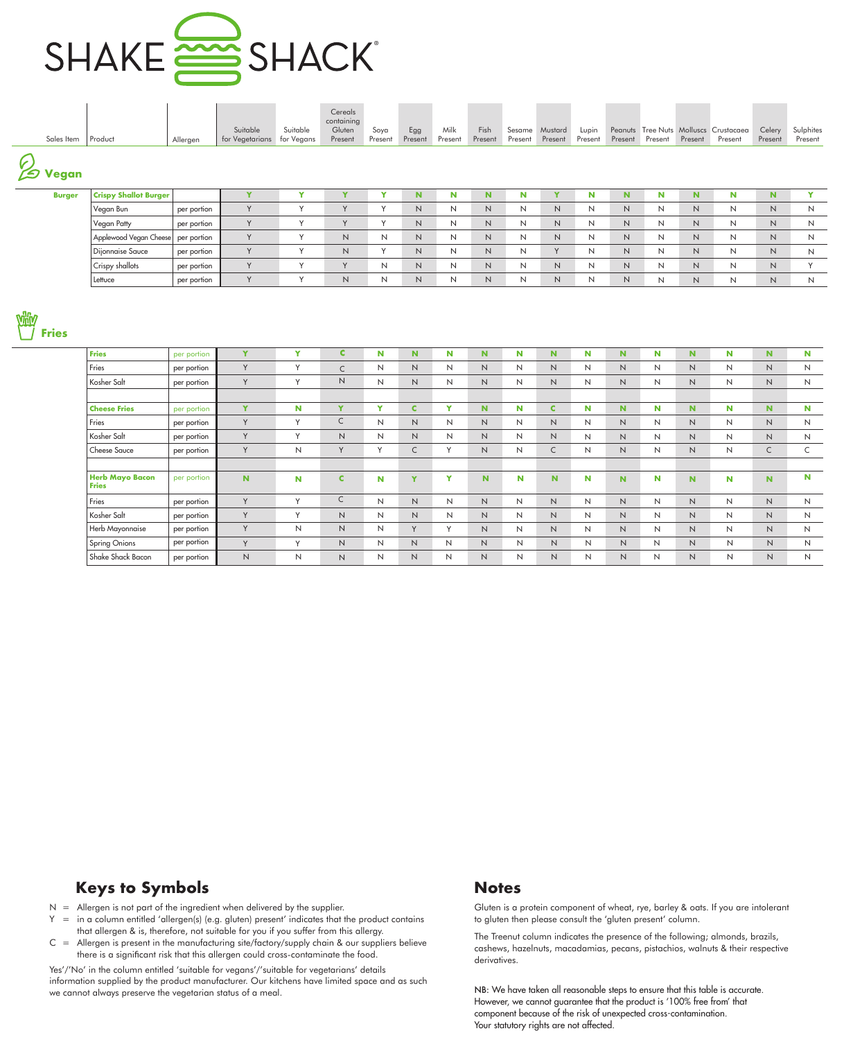# SHAKE SHACK®

| Sales Item | Product | Allergen | Suitable for Vegetarians | Suitable for Vegans | Cereals containing Gluten Present | Soya Present | Egg Present | Milk Present | Fish Present | Sesame Present | Mustard Present | Lupin Present | Peanuts Present | Tree Nuts Present | Molluscs Present | Crustacaea Present | Celery Present | Sulphites Present |
|---|---|---|---|---|---|---|---|---|---|---|---|---|---|---|---|---|---|---|
| **Vegan** | | | | | | | | | | | | | | | | | | |
| **Burger** | **Crispy Shallot Burger** | | **Y** | **Y** | **Y** | **Y** | **N** | **N** | **N** | **N** | **Y** | **N** | **N** | **N** | **N** | **N** | **N** | **Y** |
| | Vegan Bun | per portion | Y | Y | Y | Y | N | N | N | N | N | N | N | N | N | N | N | N |
| | Vegan Patty | per portion | Y | Y | Y | Y | N | N | N | N | N | N | N | N | N | N | N | N |
| | Applewood Vegan Cheese | per portion | Y | Y | N | N | N | N | N | N | N | N | N | N | N | N | N | N |
| | Dijonnaise Sauce | per portion | Y | Y | N | Y | N | N | N | N | Y | N | N | N | N | N | N | N |
| | Crispy shallots | per portion | Y | Y | Y | N | N | N | N | N | N | N | N | N | N | N | N | Y |
| | Lettuce | per portion | Y | Y | N | N | N | N | N | N | N | N | N | N | N | N | N | N |
| **Fries** | | | | | | | | | | | | | | | | | | |
| | **Fries** | per portion | **Y** | **Y** | **C** | **N** | **N** | **N** | **N** | **N** | **N** | **N** | **N** | **N** | **N** | **N** | **N** | **N** |
| | Fries | per portion | Y | Y | C | N | N | N | N | N | N | N | N | N | N | N | N | N |
| | Kosher Salt | per portion | Y | Y | N | N | N | N | N | N | N | N | N | N | N | N | N | N |
| | | | | | | | | | | | | | | | | | | |
| | **Cheese Fries** | per portion | **Y** | **N** | **Y** | **Y** | **C** | **Y** | **N** | **N** | **C** | **N** | **N** | **N** | **N** | **N** | **N** | **N** |
| | Fries | per portion | Y | Y | C | N | N | N | N | N | N | N | N | N | N | N | N | N |
| | Kosher Salt | per portion | Y | Y | N | N | N | N | N | N | N | N | N | N | N | N | N | N |
| | Cheese Sauce | per portion | Y | N | Y | Y | C | Y | N | N | C | N | N | N | N | N | C | C |
| | | | | | | | | | | | | | | | | | | |
| | **Herb Mayo Bacon Fries** | per portion | **N** | **N** | **C** | **N** | **Y** | **Y** | **N** | **N** | **N** | **N** | **N** | **N** | **N** | **N** | **N** | **N** |
| | Fries | per portion | Y | Y | C | N | N | N | N | N | N | N | N | N | N | N | N | N |
| | Kosher Salt | per portion | Y | Y | N | N | N | N | N | N | N | N | N | N | N | N | N | N |
| | Herb Mayonnaise | per portion | Y | N | N | N | Y | Y | N | N | N | N | N | N | N | N | N | N |
| | Spring Onions | per portion | Y | Y | N | N | N | N | N | N | N | N | N | N | N | N | N | N |
| | Shake Shack Bacon | per portion | N | N | N | N | N | N | N | N | N | N | N | N | N | N | N | N |

## Keys to Symbols

N = Allergen is not part of the ingredient when delivered by the supplier.

Y = in a column entitled 'allergen(s) (e.g. gluten) present' indicates that the product contains that allergen & is, therefore, not suitable for you if you suffer from this allergy.

C = Allergen is present in the manufacturing site/factory/supply chain & our suppliers believe there is a significant risk that this allergen could cross-contaminate the food.

Yes'/'No' in the column entitled 'suitable for vegans'/'suitable for vegetarians' details information supplied by the product manufacturer. Our kitchens have limited space and as such we cannot always preserve the vegetarian status of a meal.

## Notes

Gluten is a protein component of wheat, rye, barley & oats. If you are intolerant to gluten then please consult the 'gluten present' column.

The Treenut column indicates the presence of the following; almonds, brazils, cashews, hazelnuts, macadamias, pecans, pistachios, walnuts & their respective derivatives.

NB: We have taken all reasonable steps to ensure that this table is accurate. However, we cannot guarantee that the product is '100% free from' that component because of the risk of unexpected cross-contamination. Your statutory rights are not affected.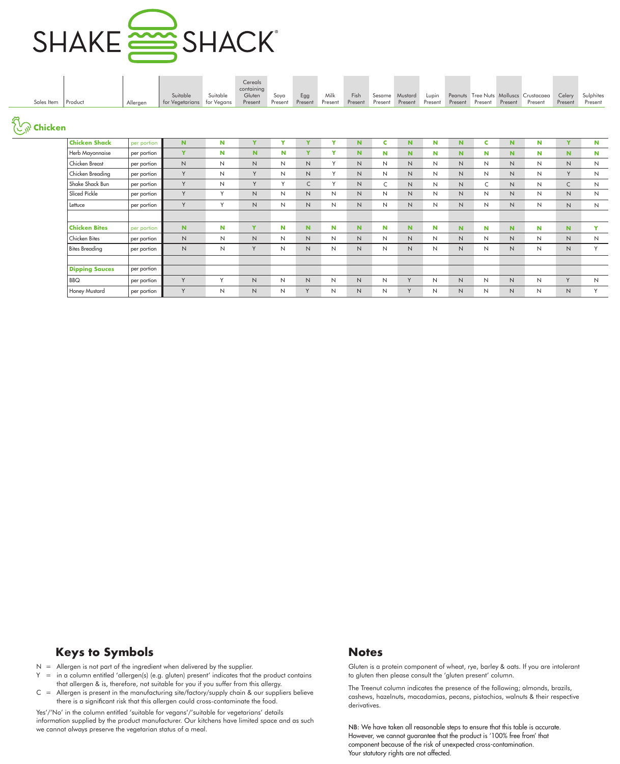SHAKE SHACK

| Sales Item | Product | Allergen | Suitable for Vegetarians | Suitable for Vegans | Cereals containing Gluten Present | Soya Present | Egg Present | Milk Present | Fish Present | Sesame Present | Mustard Present | Lupin Present | Peanuts Present | Tree Nuts Present | Molluscs Present | Crustacaea Present | Celery Present | Sulphites Present |
|---|---|---|---|---|---|---|---|---|---|---|---|---|---|---|---|---|---|---|
| **Chicken** | | | | | | | | | | | | | | | | | | |
| | **Chicken Shack** | per portion | **N** | **N** | **Y** | **Y** | **Y** | **Y** | **N** | **C** | **N** | **N** | **N** | **C** | **N** | **N** | **Y** | **N** |
| | Herb Mayonnaise | per portion | **Y** | **N** | **N** | **N** | **Y** | **Y** | **N** | **N** | **N** | **N** | **N** | **N** | **N** | **N** | **N** | **N** |
| | Chicken Breast | per portion | N | N | N | N | N | Y | N | N | N | N | N | N | N | N | N | N |
| | Chicken Breading | per portion | Y | N | Y | N | N | Y | N | N | N | N | N | N | N | N | Y | N |
| | Shake Shack Bun | per portion | Y | N | Y | Y | C | Y | N | C | N | N | N | C | N | N | C | N |
| | Sliced Pickle | per portion | Y | Y | N | N | N | N | N | N | N | N | N | N | N | N | N | N |
| | Lettuce | per portion | Y | Y | N | N | N | N | N | N | N | N | N | N | N | N | N | N |
| | | | | | | | | | | | | | | | | | | |
| | **Chicken Bites** | per portion | **N** | **N** | **Y** | **N** | **N** | **N** | **N** | **N** | **N** | **N** | **N** | **N** | **N** | **N** | **N** | **Y** |
| | Chicken Bites | per portion | N | N | N | N | N | N | N | N | N | N | N | N | N | N | N | N |
| | Bites Breading | per portion | N | N | Y | N | N | N | N | N | N | N | N | N | N | N | N | Y |
| | | | | | | | | | | | | | | | | | | |
| | **Dipping Sauces** | per portion | | | | | | | | | | | | | | | | |
| | BBQ | per portion | Y | Y | N | N | N | N | N | N | Y | N | N | N | N | N | Y | N |
| | Honey Mustard | per portion | Y | N | N | N | Y | N | N | N | Y | N | N | N | N | N | N | Y |

## Keys to Symbols

N = Allergen is not part of the ingredient when delivered by the supplier.

Y = in a column entitled 'allergen(s) (e.g. gluten) present' indicates that the product contains that allergen & is, therefore, not suitable for you if you suffer from this allergy.

C = Allergen is present in the manufacturing site/factory/supply chain & our suppliers believe there is a significant risk that this allergen could cross-contaminate the food.

Yes'/'No' in the column entitled 'suitable for vegans'/'suitable for vegetarians' details information supplied by the product manufacturer. Our kitchens have limited space and as such we cannot always preserve the vegetarian status of a meal.

## Notes

Gluten is a protein component of wheat, rye, barley & oats. If you are intolerant to gluten then please consult the 'gluten present' column.

The Treenut column indicates the presence of the following; almonds, brazils, cashews, hazelnuts, macadamias, pecans, pistachios, walnuts & their respective derivatives.

NB: We have taken all reasonable steps to ensure that this table is accurate. However, we cannot guarantee that the product is '100% free from' that component because of the risk of unexpected cross-contamination. Your statutory rights are not affected.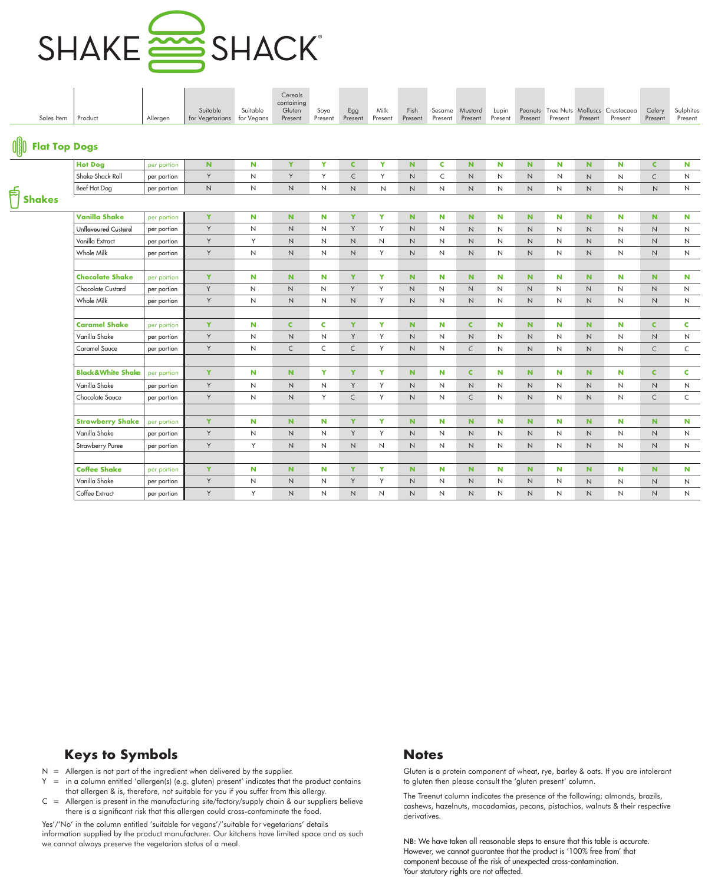# SHAKE SHACK®

| Sales Item | Product | Allergen | Suitable for Vegetarians | Suitable for Vegans | Cereals containing Gluten Present | Soya Present | Egg Present | Milk Present | Fish Present | Sesame Present | Mustard Present | Lupin Present | Peanuts Present | Tree Nuts Present | Molluscs Present | Crustacaea Present | Celery Present | Sulphites Present |
|---|---|---|---|---|---|---|---|---|---|---|---|---|---|---|---|---|---|---|
| **Flat Top Dogs** | | | | | | | | | | | | | | | | | | |
| | **Hot Dog** | per portion | **N** | **N** | **Y** | **Y** | **C** | **Y** | **N** | **C** | **N** | **N** | **N** | **N** | **N** | **N** | **C** | **N** |
| | Shake Shack Roll | per portion | Y | N | Y | Y | C | Y | N | C | N | N | N | N | N | N | C | N |
| | Beef Hot Dog | per portion | N | N | N | N | N | N | N | N | N | N | N | N | N | N | N | N |
| **Shakes** | | | | | | | | | | | | | | | | | | |
| | **Vanilla Shake** | per portion | **Y** | **N** | **N** | **N** | **Y** | **Y** | **N** | **N** | **N** | **N** | **N** | **N** | **N** | **N** | **N** | **N** |
| | Unflavoured Custard | per portion | Y | N | N | N | Y | Y | N | N | N | N | N | N | N | N | N | N |
| | Vanilla Extract | per portion | Y | Y | N | N | N | N | N | N | N | N | N | N | N | N | N | N |
| | Whole Milk | per portion | Y | N | N | N | N | Y | N | N | N | N | N | N | N | N | N | N |
| | **Chocolate Shake** | per portion | **Y** | **N** | **N** | **N** | **Y** | **Y** | **N** | **N** | **N** | **N** | **N** | **N** | **N** | **N** | **N** | **N** |
| | Chocolate Custard | per portion | Y | N | N | N | Y | Y | N | N | N | N | N | N | N | N | N | N |
| | Whole Milk | per portion | Y | N | N | N | N | Y | N | N | N | N | N | N | N | N | N | N |
| | **Caramel Shake** | per portion | **Y** | **N** | **C** | **C** | **Y** | **Y** | **N** | **N** | **C** | **N** | **N** | **N** | **N** | **N** | **C** | **C** |
| | Vanilla Shake | per portion | Y | N | N | N | Y | Y | N | N | N | N | N | N | N | N | N | N |
| | Caramel Sauce | per portion | Y | N | C | C | C | Y | N | N | C | N | N | N | N | N | C | C |
| | **Black&White Shake** | per portion | **Y** | **N** | **N** | **Y** | **Y** | **Y** | **N** | **N** | **C** | **N** | **N** | **N** | **N** | **N** | **C** | **C** |
| | Vanilla Shake | per portion | Y | N | N | N | Y | Y | N | N | N | N | N | N | N | N | N | N |
| | Chocolate Sauce | per portion | Y | N | N | Y | C | Y | N | N | C | N | N | N | N | N | C | C |
| | **Strawberry Shake** | per portion | **Y** | **N** | **N** | **N** | **Y** | **Y** | **N** | **N** | **N** | **N** | **N** | **N** | **N** | **N** | **N** | **N** |
| | Vanilla Shake | per portion | Y | N | N | N | Y | Y | N | N | N | N | N | N | N | N | N | N |
| | Strawberry Puree | per portion | Y | Y | N | N | N | N | N | N | N | N | N | N | N | N | N | N |
| | **Coffee Shake** | per portion | **Y** | **N** | **N** | **N** | **Y** | **Y** | **N** | **N** | **N** | **N** | **N** | **N** | **N** | **N** | **N** | **N** |
| | Vanilla Shake | per portion | Y | N | N | N | Y | Y | N | N | N | N | N | N | N | N | N | N |
| | Coffee Extract | per portion | Y | Y | N | N | N | N | N | N | N | N | N | N | N | N | N | N |

## Keys to Symbols

N = Allergen is not part of the ingredient when delivered by the supplier.

Y = in a column entitled 'allergen(s) (e.g. gluten) present' indicates that the product contains that allergen & is, therefore, not suitable for you if you suffer from this allergy.

C = Allergen is present in the manufacturing site/factory/supply chain & our suppliers believe there is a significant risk that this allergen could cross-contaminate the food.

Yes'/'No' in the column entitled 'suitable for vegans'/'suitable for vegetarians' details information supplied by the product manufacturer. Our kitchens have limited space and as such we cannot always preserve the vegetarian status of a meal.

## Notes

Gluten is a protein component of wheat, rye, barley & oats. If you are intolerant to gluten then please consult the 'gluten present' column.

The Treenut column indicates the presence of the following; almonds, brazils, cashews, hazelnuts, macadamias, pecans, pistachios, walnuts & their respective derivatives.

NB: We have taken all reasonable steps to ensure that this table is accurate. However, we cannot guarantee that the product is '100% free from' that component because of the risk of unexpected cross-contamination. Your statutory rights are not affected.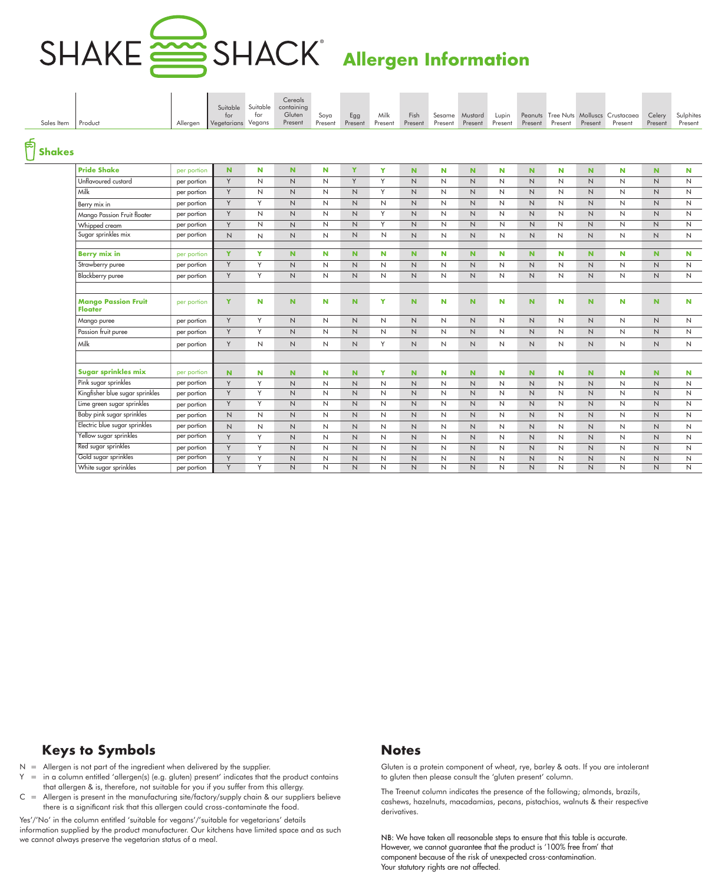# SHAKE SHACK Allergen Information

## Shakes

| Sales Item | Product | Allergen | Suitable for Vegetarians | Suitable for Vegans | Cereals containing Gluten Present | Soya Present | Egg Present | Milk Present | Fish Present | Sesame Present | Mustard Present | Lupin Present | Peanuts Present | Tree Nuts Present | Molluscs Present | Crustacaea Present | Celery Present | Sulphites Present |
|---|---|---|---|---|---|---|---|---|---|---|---|---|---|---|---|---|---|---|
| | **Pride Shake** | per portion | **N** | **N** | **N** | **N** | **Y** | **Y** | **N** | **N** | **N** | **N** | **N** | **N** | **N** | **N** | **N** | **N** |
| | Unflavoured custard | per portion | Y | N | N | N | Y | Y | N | N | N | N | N | N | N | N | N | N |
| | Milk | per portion | Y | N | N | N | N | Y | N | N | N | N | N | N | N | N | N | N |
| | Berry mix in | per portion | Y | Y | N | N | N | N | N | N | N | N | N | N | N | N | N | N |
| | Mango Passion Fruit floater | per portion | Y | N | N | N | N | Y | N | N | N | N | N | N | N | N | N | N |
| | Whipped cream | per portion | Y | N | N | N | N | Y | N | N | N | N | N | N | N | N | N | N |
| | Sugar sprinkles mix | per portion | N | N | N | N | N | N | N | N | N | N | N | N | N | N | N | N |
| | | | | | | | | | | | | | | | | | | |
| | **Berry mix in** | per portion | **Y** | **Y** | **N** | **N** | **N** | **N** | **N** | **N** | **N** | **N** | **N** | **N** | **N** | **N** | **N** | **N** |
| | Strawberry puree | per portion | Y | Y | N | N | N | N | N | N | N | N | N | N | N | N | N | N |
| | Blackberry puree | per portion | Y | Y | N | N | N | N | N | N | N | N | N | N | N | N | N | N |
| | | | | | | | | | | | | | | | | | | |
| | **Mango Passion Fruit Floater** | per portion | **Y** | **N** | **N** | **N** | **N** | **Y** | **N** | **N** | **N** | **N** | **N** | **N** | **N** | **N** | **N** | **N** |
| | Mango puree | per portion | Y | Y | N | N | N | N | N | N | N | N | N | N | N | N | N | N |
| | Passion fruit puree | per portion | Y | Y | N | N | N | N | N | N | N | N | N | N | N | N | N | N |
| | Milk | per portion | Y | N | N | N | N | Y | N | N | N | N | N | N | N | N | N | N |
| | | | | | | | | | | | | | | | | | | |
| | **Sugar sprinkles mix** | per portion | **N** | **N** | **N** | **N** | **N** | **Y** | **N** | **N** | **N** | **N** | **N** | **N** | **N** | **N** | **N** | **N** |
| | Pink sugar sprinkles | per portion | Y | Y | N | N | N | N | N | N | N | N | N | N | N | N | N | N |
| | Kingfisher blue sugar sprinkles | per portion | Y | Y | N | N | N | N | N | N | N | N | N | N | N | N | N | N |
| | Lime green sugar sprinkles | per portion | Y | Y | N | N | N | N | N | N | N | N | N | N | N | N | N | N |
| | Baby pink sugar sprinkles | per portion | N | N | N | N | N | N | N | N | N | N | N | N | N | N | N | N |
| | Electric blue sugar sprinkles | per portion | N | N | N | N | N | N | N | N | N | N | N | N | N | N | N | N |
| | Yellow sugar sprinkles | per portion | Y | Y | N | N | N | N | N | N | N | N | N | N | N | N | N | N |
| | Red sugar sprinkles | per portion | Y | Y | N | N | N | N | N | N | N | N | N | N | N | N | N | N |
| | Gold sugar sprinkles | per portion | Y | Y | N | N | N | N | N | N | N | N | N | N | N | N | N | N |
| | White sugar sprinkles | per portion | Y | Y | N | N | N | N | N | N | N | N | N | N | N | N | N | N |

## Keys to Symbols

N = Allergen is not part of the ingredient when delivered by the supplier.

Y = in a column entitled 'allergen(s) (e.g. gluten) present' indicates that the product contains that allergen & is, therefore, not suitable for you if you suffer from this allergy.

C = Allergen is present in the manufacturing site/factory/supply chain & our suppliers believe there is a significant risk that this allergen could cross-contaminate the food.

Yes'/'No' in the column entitled 'suitable for vegans'/'suitable for vegetarians' details information supplied by the product manufacturer. Our kitchens have limited space and as such we cannot always preserve the vegetarian status of a meal.

## Notes

Gluten is a protein component of wheat, rye, barley & oats. If you are intolerant to gluten then please consult the 'gluten present' column.

The Treenut column indicates the presence of the following; almonds, brazils, cashews, hazelnuts, macadamias, pecans, pistachios, walnuts & their respective derivatives.

NB: We have taken all reasonable steps to ensure that this table is accurate. However, we cannot guarantee that the product is '100% free from' that component because of the risk of unexpected cross-contamination. Your statutory rights are not affected.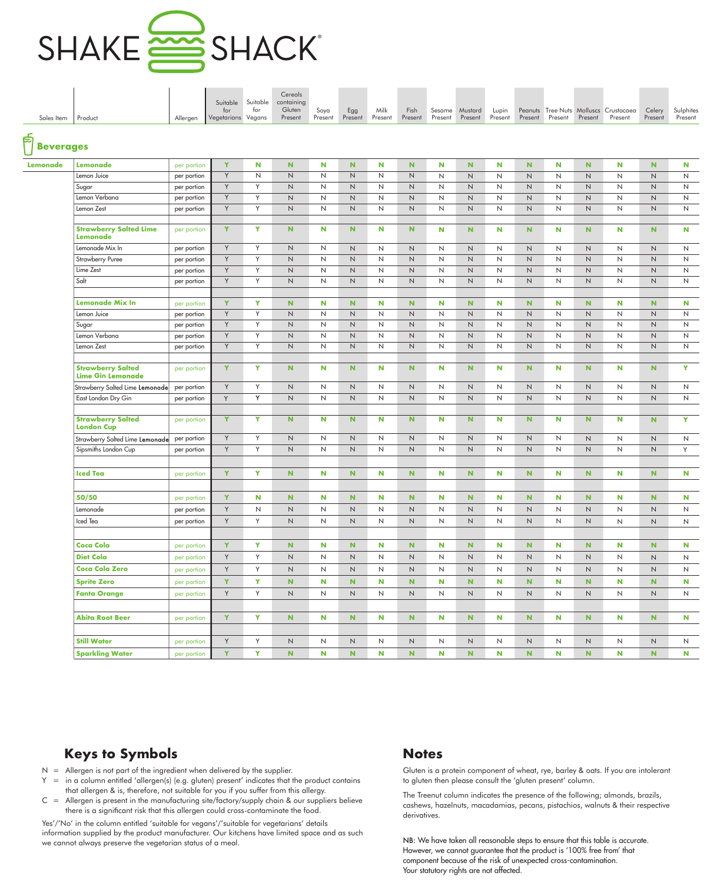# SHAKE SHACK

| Sales Item | Product | Allergen | Suitable for Vegetarians | Suitable for Vegans | Cereals containing Gluten Present | Soya Present | Egg Present | Milk Present | Fish Present | Sesame Present | Mustard Present | Lupin Present | Peanuts Present | Tree Nuts Present | Molluscs Present | Crustacaea Present | Celery Present | Sulphites Present |
|---|---|---|---|---|---|---|---|---|---|---|---|---|---|---|---|---|---|---|
| **Beverages** | | | | | | | | | | | | | | | | | | |
| **Lemonade** | **Lemonade** | per portion | Y | N | N | N | N | N | N | N | N | N | N | N | N | N | N | N |
| | Lemon Juice | per portion | Y | N | N | N | N | N | N | N | N | N | N | N | N | N | N | N |
| | Sugar | per portion | Y | Y | N | N | N | N | N | N | N | N | N | N | N | N | N | N |
| | Lemon Verbana | per portion | Y | Y | N | N | N | N | N | N | N | N | N | N | N | N | N | N |
| | Lemon Zest | per portion | Y | Y | N | N | N | N | N | N | N | N | N | N | N | N | N | N |
| | **Strawberry Salted Lime Lemonade** | per portion | Y | Y | N | N | N | N | N | N | N | N | N | N | N | N | N | N |
| | Lemonade Mix In | per portion | Y | Y | N | N | N | N | N | N | N | N | N | N | N | N | N | N |
| | Strawberry Puree | per portion | Y | Y | N | N | N | N | N | N | N | N | N | N | N | N | N | N |
| | Lime Zest | per portion | Y | Y | N | N | N | N | N | N | N | N | N | N | N | N | N | N |
| | Salt | per portion | Y | Y | N | N | N | N | N | N | N | N | N | N | N | N | N | N |
| | **Lemonade Mix In** | per portion | Y | Y | N | N | N | N | N | N | N | N | N | N | N | N | N | N |
| | Lemon Juice | per portion | Y | Y | N | N | N | N | N | N | N | N | N | N | N | N | N | N |
| | Sugar | per portion | Y | Y | N | N | N | N | N | N | N | N | N | N | N | N | N | N |
| | Lemon Verbana | per portion | Y | Y | N | N | N | N | N | N | N | N | N | N | N | N | N | N |
| | Lemon Zest | per portion | Y | Y | N | N | N | N | N | N | N | N | N | N | N | N | N | N |
| | **Strawberry Salted Lime Gin Lemonade** | per portion | Y | Y | N | N | N | N | N | N | N | N | N | N | N | N | N | Y |
| | Strawberry Salted Lime Lemonade | per portion | Y | Y | N | N | N | N | N | N | N | N | N | N | N | N | N | N |
| | East London Dry Gin | per portion | Y | Y | N | N | N | N | N | N | N | N | N | N | N | N | N | N |
| | **Strawberry Salted London Cup** | per portion | Y | Y | N | N | N | N | N | N | N | N | N | N | N | N | N | Y |
| | Strawberry Salted Lime Lemonade | per portion | Y | Y | N | N | N | N | N | N | N | N | N | N | N | N | N | N |
| | Sipsmiths London Cup | per portion | Y | Y | N | N | N | N | N | N | N | N | N | N | N | N | N | Y |
| | **Iced Tea** | per portion | Y | Y | N | N | N | N | N | N | N | N | N | N | N | N | N | N |
| | **50/50** | per portion | Y | N | N | N | N | N | N | N | N | N | N | N | N | N | N | N |
| | Lemonade | per portion | Y | N | N | N | N | N | N | N | N | N | N | N | N | N | N | N |
| | Iced Tea | per portion | Y | Y | N | N | N | N | N | N | N | N | N | N | N | N | N | N |
| | **Coca Cola** | per portion | Y | Y | N | N | N | N | N | N | N | N | N | N | N | N | N | N |
| | **Diet Cola** | per portion | Y | Y | N | N | N | N | N | N | N | N | N | N | N | N | N | N |
| | **Coca Cola Zero** | per portion | Y | Y | N | N | N | N | N | N | N | N | N | N | N | N | N | N |
| | **Sprite Zero** | per portion | Y | Y | N | N | N | N | N | N | N | N | N | N | N | N | N | N |
| | **Fanta Orange** | per portion | Y | Y | N | N | N | N | N | N | N | N | N | N | N | N | N | N |
| | **Abita Root Beer** | per portion | Y | Y | N | N | N | N | N | N | N | N | N | N | N | N | N | N |
| | **Still Water** | per portion | Y | Y | N | N | N | N | N | N | N | N | N | N | N | N | N | N |
| | **Sparkling Water** | per portion | Y | Y | N | N | N | N | N | N | N | N | N | N | N | N | N | N |

## Keys to Symbols

N = Allergen is not part of the ingredient when delivered by the supplier.

Y = in a column entitled 'allergen(s) (e.g. gluten) present' indicates that the product contains that allergen & is, therefore, not suitable for you if you suffer from this allergy.

C = Allergen is present in the manufacturing site/factory/supply chain & our suppliers believe there is a significant risk that this allergen could cross-contaminate the food.

Yes'/'No' in the column entitled 'suitable for vegans'/'suitable for vegetarians' details information supplied by the product manufacturer. Our kitchens have limited space and as such we cannot always preserve the vegetarian status of a meal.

## Notes

Gluten is a protein component of wheat, rye, barley & oats. If you are intolerant to gluten then please consult the 'gluten present' column.

The Treenut column indicates the presence of the following; almonds, brazils, cashews, hazelnuts, macadamias, pecans, pistachios, walnuts & their respective derivatives.

NB: We have taken all reasonable steps to ensure that this table is accurate. However, we cannot guarantee that the product is '100% free from' that component because of the risk of unexpected cross-contamination. Your statutory rights are not affected.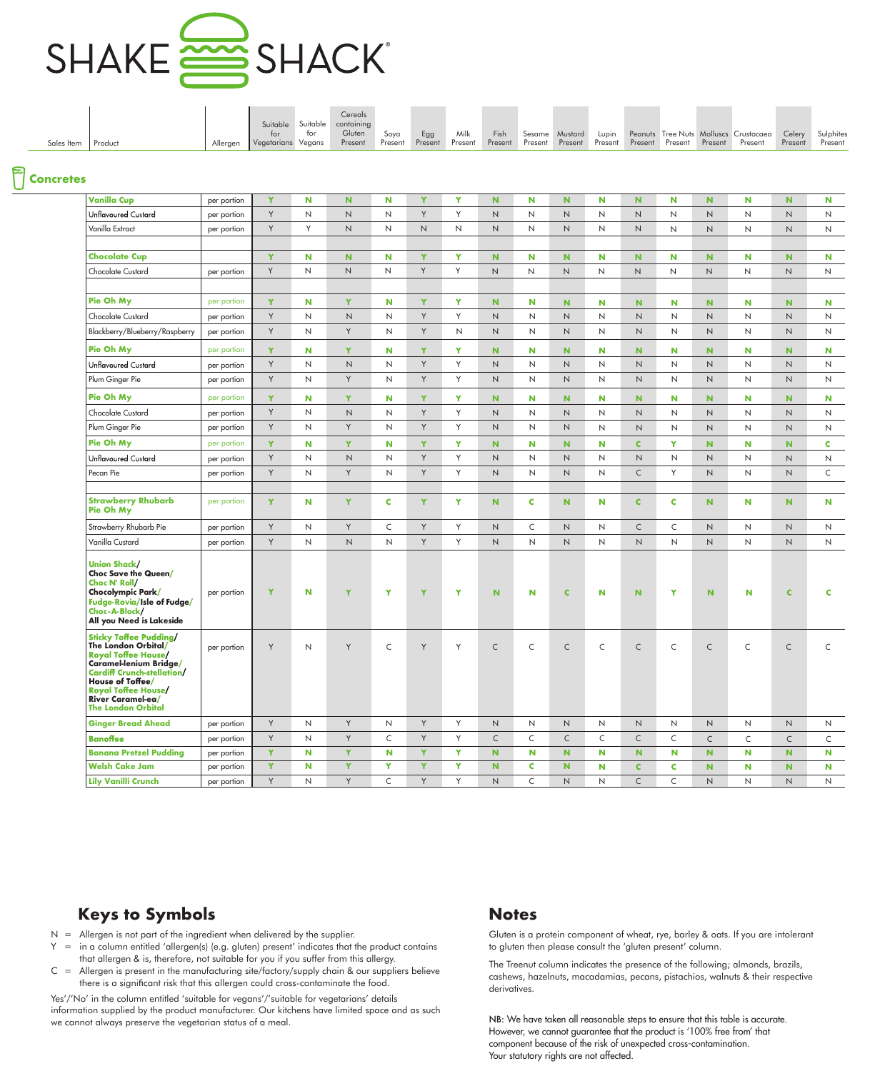# SHAKE SHACK

## Concretes

| Sales Item | Product | Allergen | Suitable for Vegetarians | Suitable for Vegans | Cereals containing Gluten Present | Soya Present | Egg Present | Milk Present | Fish Present | Sesame Present | Mustard Present | Lupin Present | Peanuts Present | Tree Nuts Present | Molluscs Present | Crustacaea Present | Celery Present | Sulphites Present |
|---|---|---|---|---|---|---|---|---|---|---|---|---|---|---|---|---|---|---|
| | **Vanilla Cup** | per portion | Y | N | N | N | Y | Y | N | N | N | N | N | N | N | N | N | N |
| | Unflavoured Custard | per portion | Y | N | N | N | Y | Y | N | N | N | N | N | N | N | N | N | N |
| | Vanilla Extract | per portion | Y | Y | N | N | N | N | N | N | N | N | N | N | N | N | N | N |
| | | | | | | | | | | | | | | | | | | |
| | **Chocolate Cup** | | Y | N | N | N | Y | Y | N | N | N | N | N | N | N | N | N | N |
| | Chocolate Custard | per portion | Y | N | N | N | Y | Y | N | N | N | N | N | N | N | N | N | N |
| | | | | | | | | | | | | | | | | | | |
| | **Pie Oh My** | per portion | Y | N | Y | N | Y | Y | N | N | N | N | N | N | N | N | N | N |
| | Chocolate Custard | per portion | Y | N | N | N | Y | Y | N | N | N | N | N | N | N | N | N | N |
| | Blackberry/Blueberry/Raspberry | per portion | Y | N | Y | N | Y | N | N | N | N | N | N | N | N | N | N | N |
| | **Pie Oh My** | per portion | Y | N | Y | N | Y | Y | N | N | N | N | N | N | N | N | N | N |
| | Unflavoured Custard | per portion | Y | N | N | N | Y | Y | N | N | N | N | N | N | N | N | N | N |
| | Plum Ginger Pie | per portion | Y | N | Y | N | Y | Y | N | N | N | N | N | N | N | N | N | N |
| | **Pie Oh My** | per portion | Y | N | Y | N | Y | Y | N | N | N | N | N | N | N | N | N | N |
| | Chocolate Custard | per portion | Y | N | N | N | Y | Y | N | N | N | N | N | N | N | N | N | N |
| | Plum Ginger Pie | per portion | Y | N | Y | N | Y | Y | N | N | N | N | N | N | N | N | N | N |
| | **Pie Oh My** | per portion | Y | N | Y | N | Y | Y | N | N | N | N | C | Y | N | N | N | C |
| | Unflavoured Custard | per portion | Y | N | N | N | Y | Y | N | N | N | N | N | N | N | N | N | N |
| | Pecan Pie | per portion | Y | N | Y | N | Y | Y | N | N | N | N | C | Y | N | N | N | C |
| | | | | | | | | | | | | | | | | | | |
| | **Strawberry Rhubarb Pie Oh My** | per portion | Y | N | Y | C | Y | Y | N | C | N | N | C | C | N | N | N | N |
| | Strawberry Rhubarb Pie | per portion | Y | N | Y | C | Y | Y | N | C | N | N | C | C | N | N | N | N |
| | Vanilla Custard | per portion | Y | N | N | N | Y | Y | N | N | N | N | N | N | N | N | N | N |
| | **Union Shack/ Choc Save the Queen/ Choc N' Roll/ Chocolympic Park/ Fudge-Rovia/Isle of Fudge/ Choc-A-Block/ All you Need is Lakeside** | per portion | Y | N | Y | Y | Y | Y | N | N | C | N | N | Y | N | N | C | C |
| | **Sticky Toffee Pudding/ The London Orbital/ Royal Toffee House/ Caramel-lenium Bridge/ Cardiff Crunch-stellation/ House of Toffee/ Royal Toffee House/ River Caramel-ea/ The London Orbital** | per portion | Y | N | Y | C | Y | Y | C | C | C | C | C | C | C | C | C | C |
| | **Ginger Bread Ahead** | per portion | Y | N | Y | N | Y | Y | N | N | N | N | N | N | N | N | N | N |
| | **Banoffee** | per portion | Y | N | Y | C | Y | Y | C | C | C | C | C | C | C | C | C | C |
| | **Banana Pretzel Pudding** | per portion | Y | N | Y | N | Y | Y | N | N | N | N | N | N | N | N | N | N |
| | **Welsh Cake Jam** | per portion | Y | N | Y | Y | Y | Y | N | C | N | N | C | C | N | N | N | N |
| | **Lily Vanilli Crunch** | per portion | Y | N | Y | C | Y | Y | N | C | N | N | C | C | N | N | N | N |

## Keys to Symbols

N = Allergen is not part of the ingredient when delivered by the supplier.

Y = in a column entitled 'allergen(s) (e.g. gluten) present' indicates that the product contains that allergen & is, therefore, not suitable for you if you suffer from this allergy.

C = Allergen is present in the manufacturing site/factory/supply chain & our suppliers believe there is a significant risk that this allergen could cross-contaminate the food.

Yes'/'No' in the column entitled 'suitable for vegans'/'suitable for vegetarians' details information supplied by the product manufacturer. Our kitchens have limited space and as such we cannot always preserve the vegetarian status of a meal.

## Notes

Gluten is a protein component of wheat, rye, barley & oats. If you are intolerant to gluten then please consult the 'gluten present' column.

The Treenut column indicates the presence of the following; almonds, brazils, cashews, hazelnuts, macadamias, pecans, pistachios, walnuts & their respective derivatives.

NB: We have taken all reasonable steps to ensure that this table is accurate. However, we cannot guarantee that the product is '100% free from' that component because of the risk of unexpected cross-contamination. Your statutory rights are not affected.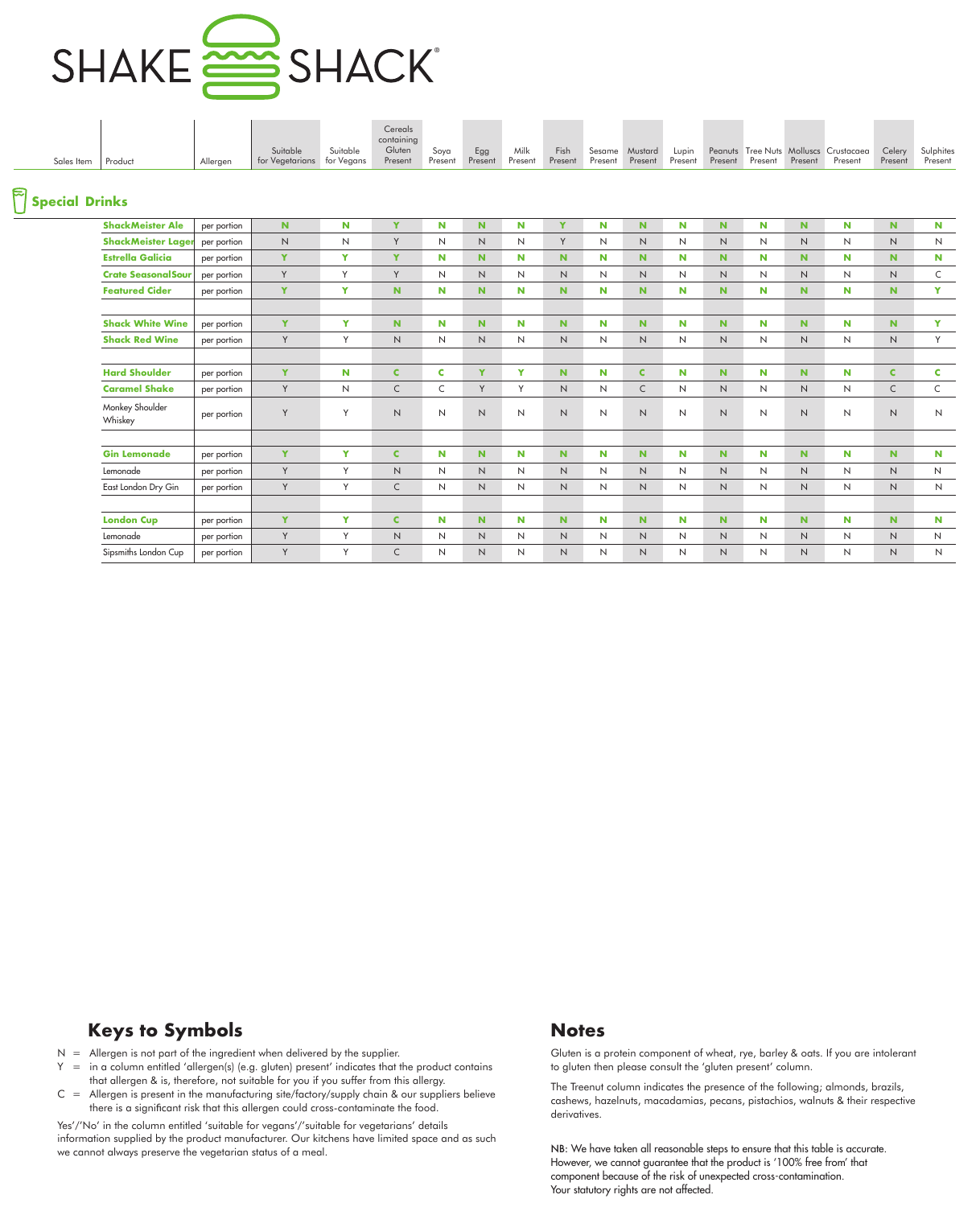# SHAKE SHACK

| Sales Item | Product | Allergen | Suitable for Vegetarians | Suitable for Vegans | Cereals containing Gluten Present | Soya Present | Egg Present | Milk Present | Fish Present | Sesame Present | Mustard Present | Lupin Present | Peanuts Present | Tree Nuts Present | Molluscs Present | Crustacaea Present | Celery Present | Sulphites Present |
|---|---|---|---|---|---|---|---|---|---|---|---|---|---|---|---|---|---|---|
| **Special Drinks** | | | | | | | | | | | | | | | | | | |
| | **ShackMeister Ale** | per portion | **N** | **N** | **Y** | **N** | **N** | **N** | **Y** | **N** | **N** | **N** | **N** | **N** | **N** | **N** | **N** | **N** |
| | ShackMeister Lager | per portion | N | N | Y | N | N | N | Y | N | N | N | N | N | N | N | N | N |
| | **Estrella Galicia** | per portion | **Y** | **Y** | **Y** | **N** | **N** | **N** | **N** | **N** | **N** | **N** | **N** | **N** | **N** | **N** | **N** | **N** |
| | **Crate SeasonalSour** | per portion | Y | Y | Y | N | N | N | N | N | N | N | N | N | N | N | N | C |
| | **Featured Cider** | per portion | **Y** | **Y** | **N** | **N** | **N** | **N** | **N** | **N** | **N** | **N** | **N** | **N** | **N** | **N** | **N** | **Y** |
| | | | | | | | | | | | | | | | | | | |
| | **Shack White Wine** | per portion | **Y** | **Y** | **N** | **N** | **N** | **N** | **N** | **N** | **N** | **N** | **N** | **N** | **N** | **N** | **N** | **Y** |
| | **Shack Red Wine** | per portion | Y | Y | N | N | N | N | N | N | N | N | N | N | N | N | N | Y |
| | | | | | | | | | | | | | | | | | | |
| | **Hard Shoulder** | per portion | **Y** | **N** | **C** | **C** | **Y** | **Y** | **N** | **N** | **C** | **N** | **N** | **N** | **N** | **N** | **C** | **C** |
| | **Caramel Shake** | per portion | Y | N | C | C | Y | Y | N | N | C | N | N | N | N | N | C | C |
| | Monkey Shoulder Whiskey | per portion | Y | Y | N | N | N | N | N | N | N | N | N | N | N | N | N | N |
| | | | | | | | | | | | | | | | | | | |
| | **Gin Lemonade** | per portion | **Y** | **Y** | **C** | **N** | **N** | **N** | **N** | **N** | **N** | **N** | **N** | **N** | **N** | **N** | **N** | **N** |
| | Lemonade | per portion | Y | Y | N | N | N | N | N | N | N | N | N | N | N | N | N | N |
| | East London Dry Gin | per portion | Y | Y | C | N | N | N | N | N | N | N | N | N | N | N | N | N |
| | | | | | | | | | | | | | | | | | | |
| | **London Cup** | per portion | **Y** | **Y** | **C** | **N** | **N** | **N** | **N** | **N** | **N** | **N** | **N** | **N** | **N** | **N** | **N** | **N** |
| | Lemonade | per portion | Y | Y | N | N | N | N | N | N | N | N | N | N | N | N | N | N |
| | Sipsmiths London Cup | per portion | Y | Y | C | N | N | N | N | N | N | N | N | N | N | N | N | N |

## Keys to Symbols

N = Allergen is not part of the ingredient when delivered by the supplier.

Y = in a column entitled 'allergen(s) (e.g. gluten) present' indicates that the product contains that allergen & is, therefore, not suitable for you if you suffer from this allergy.

C = Allergen is present in the manufacturing site/factory/supply chain & our suppliers believe there is a significant risk that this allergen could cross-contaminate the food.

Yes'/'No' in the column entitled 'suitable for vegans'/'suitable for vegetarians' details information supplied by the product manufacturer. Our kitchens have limited space and as such we cannot always preserve the vegetarian status of a meal.

## Notes

Gluten is a protein component of wheat, rye, barley & oats. If you are intolerant to gluten then please consult the 'gluten present' column.

The Treenut column indicates the presence of the following; almonds, brazils, cashews, hazelnuts, macadamias, pecans, pistachios, walnuts & their respective derivatives.

NB: We have taken all reasonable steps to ensure that this table is accurate. However, we cannot guarantee that the product is '100% free from' that component because of the risk of unexpected cross-contamination. Your statutory rights are not affected.